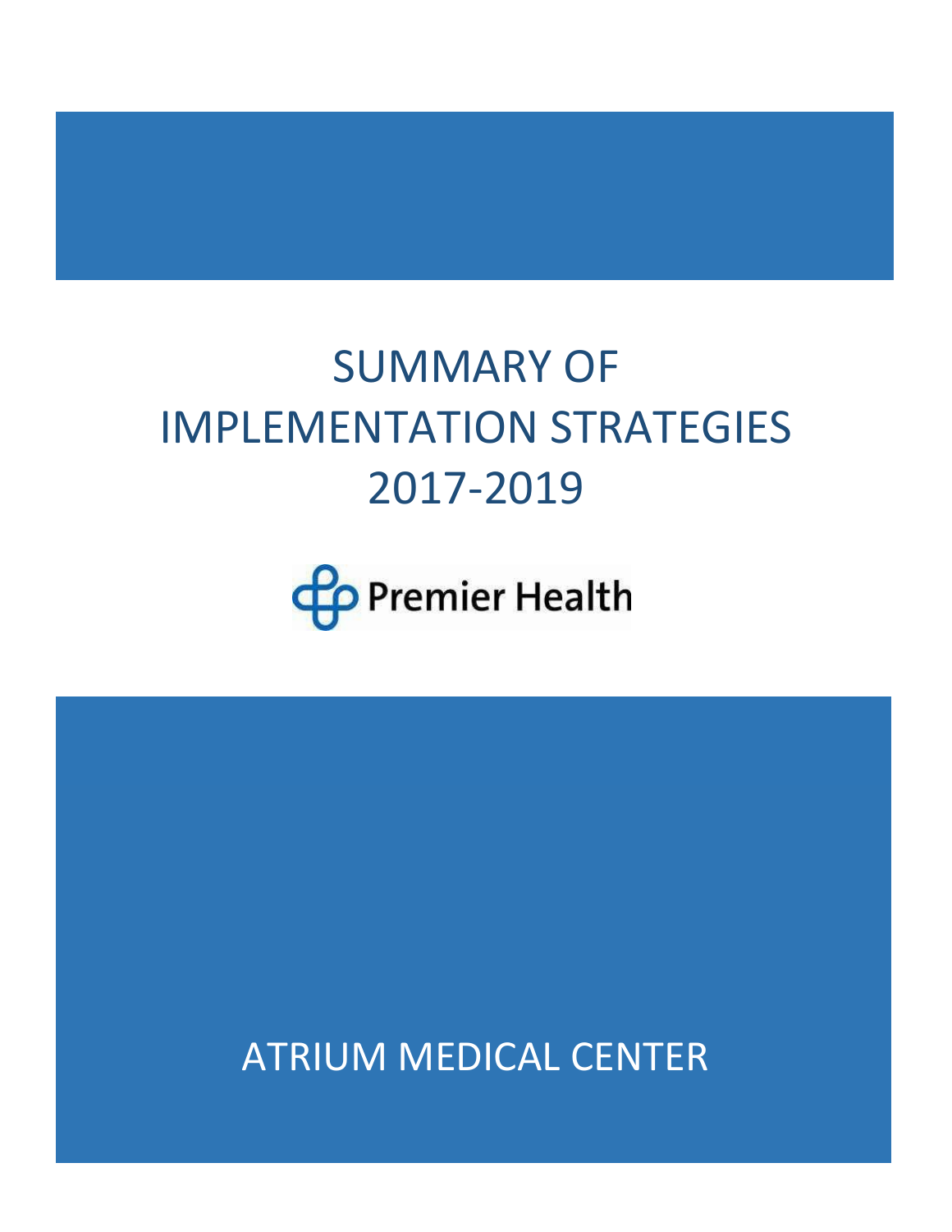# SUMMARY OF IMPLEMENTATION STRATEGIES 2017-2019

Premier Health

ATRIUM MEDICAL CENTER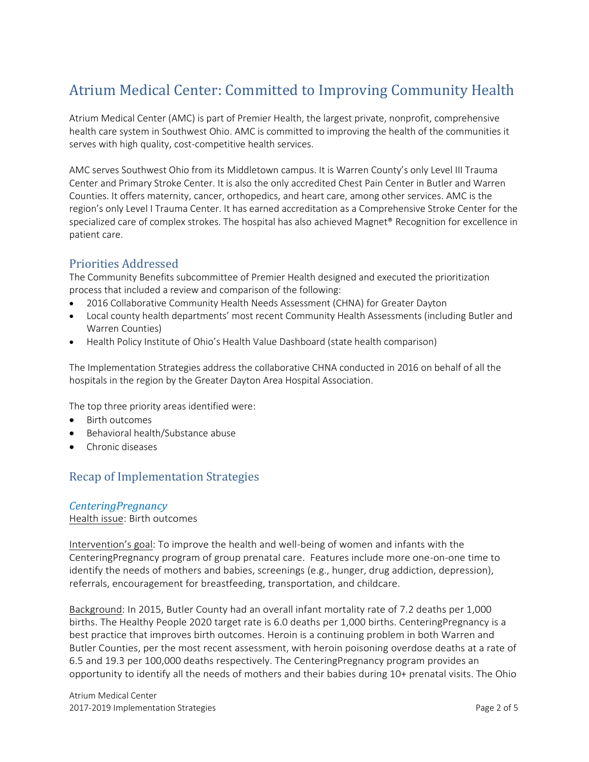# Atrium Medical Center: Committed to Improving Community Health

Atrium Medical Center (AMC) is part of Premier Health, the largest private, nonprofit, comprehensive health care system in Southwest Ohio. AMC is committed to improving the health of the communities it serves with high quality, cost-competitive health services.

AMC serves Southwest Ohio from its Middletown campus. It is Warren County's only Level III Trauma Center and Primary Stroke Center. It is also the only accredited Chest Pain Center in Butler and Warren Counties. It offers maternity, cancer, orthopedics, and heart care, among other services. AMC is the region's only Level I Trauma Center. It has earned accreditation as a Comprehensive Stroke Center for the specialized care of complex strokes. The hospital has also achieved Magnet® Recognition for excellence in patient care.

## Priorities Addressed

The Community Benefits subcommittee of Premier Health designed and executed the prioritization process that included a review and comparison of the following:

- 2016 Collaborative Community Health Needs Assessment (CHNA) for Greater Dayton
- Local county health departments' most recent Community Health Assessments (including Butler and Warren Counties)
- Health Policy Institute of Ohio's Health Value Dashboard (state health comparison)

The Implementation Strategies address the collaborative CHNA conducted in 2016 on behalf of all the hospitals in the region by the Greater Dayton Area Hospital Association.

The top three priority areas identified were:

- Birth outcomes
- Behavioral health/Substance abuse
- Chronic diseases

## Recap of Implementation Strategies

### *CenteringPregnancy*

Health issue: Birth outcomes

Intervention's goal: To improve the health and well-being of women and infants with the CenteringPregnancy program of group prenatal care. Features include more one-on-one time to identify the needs of mothers and babies, screenings (e.g., hunger, drug addiction, depression), referrals, encouragement for breastfeeding, transportation, and childcare.

Background: In 2015, Butler County had an overall infant mortality rate of 7.2 deaths per 1,000 births. The Healthy People 2020 target rate is 6.0 deaths per 1,000 births. CenteringPregnancy is a best practice that improves birth outcomes. Heroin is a continuing problem in both Warren and Butler Counties, per the most recent assessment, with heroin poisoning overdose deaths at a rate of 6.5 and 19.3 per 100,000 deaths respectively. The CenteringPregnancy program provides an opportunity to identify all the needs of mothers and their babies during 10+ prenatal visits. The Ohio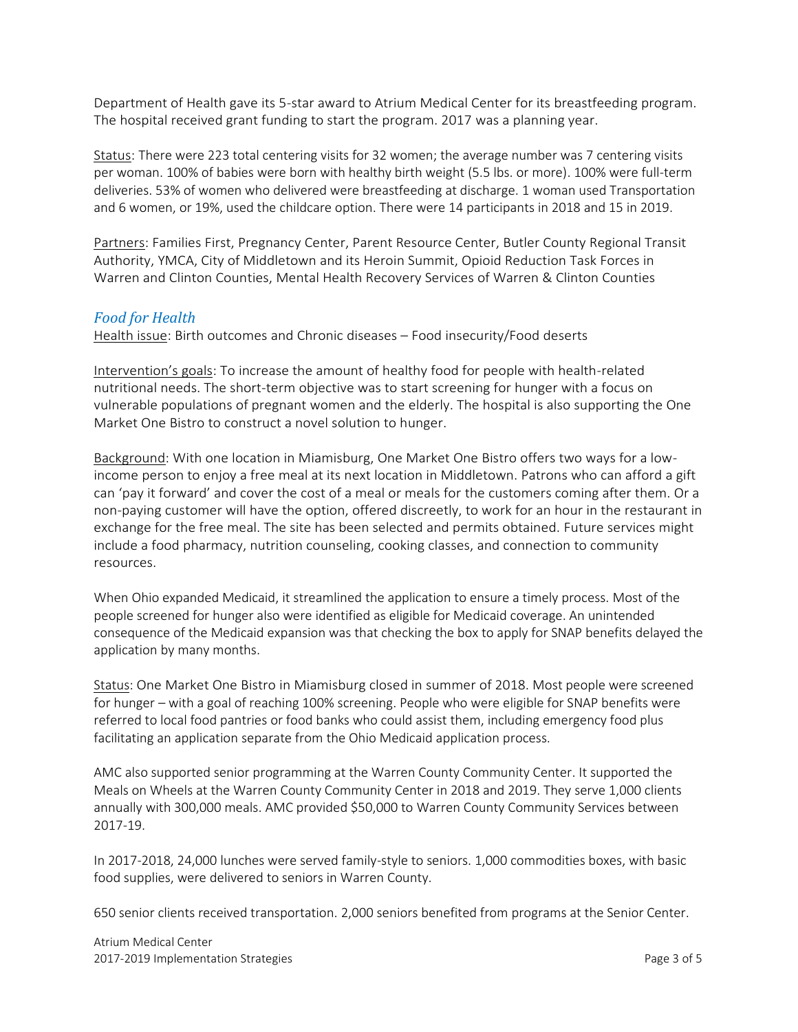Department of Health gave its 5-star award to Atrium Medical Center for its breastfeeding program. The hospital received grant funding to start the program. 2017 was a planning year.

Status: There were 223 total centering visits for 32 women; the average number was 7 centering visits per woman. 100% of babies were born with healthy birth weight (5.5 lbs. or more). 100% were full-term deliveries. 53% of women who delivered were breastfeeding at discharge. 1 woman used Transportation and 6 women, or 19%, used the childcare option. There were 14 participants in 2018 and 15 in 2019.

Partners: Families First, Pregnancy Center, Parent Resource Center, Butler County Regional Transit Authority, YMCA, City of Middletown and its Heroin Summit, Opioid Reduction Task Forces in Warren and Clinton Counties, Mental Health Recovery Services of Warren & Clinton Counties

### *Food for Health*

Health issue: Birth outcomes and Chronic diseases – Food insecurity/Food deserts

Intervention's goals: To increase the amount of healthy food for people with health-related nutritional needs. The short-term objective was to start screening for hunger with a focus on vulnerable populations of pregnant women and the elderly. The hospital is also supporting the One Market One Bistro to construct a novel solution to hunger.

Background: With one location in Miamisburg, One Market One Bistro offers two ways for a low-income person to enjoy a free meal at its next location in Middletown. Patrons who can afford a gift can 'pay it forward' and cover the cost of a meal or meals for the customers coming after them. Or a non-paying customer will have the option, offered discreetly, to work for an hour in the restaurant in exchange for the free meal. The site has been selected and permits obtained. Future services might include a food pharmacy, nutrition counseling, cooking classes, and connection to community resources.

When Ohio expanded Medicaid, it streamlined the application to ensure a timely process. Most of the people screened for hunger also were identified as eligible for Medicaid coverage. An unintended consequence of the Medicaid expansion was that checking the box to apply for SNAP benefits delayed the application by many months.

Status: One Market One Bistro in Miamisburg closed in summer of 2018. Most people were screened for hunger – with a goal of reaching 100% screening. People who were eligible for SNAP benefits were referred to local food pantries or food banks who could assist them, including emergency food plus facilitating an application separate from the Ohio Medicaid application process.

AMC also supported senior programming at the Warren County Community Center. It supported the Meals on Wheels at the Warren County Community Center in 2018 and 2019. They serve 1,000 clients annually with 300,000 meals. AMC provided $50,000 to Warren County Community Services between 2017-19.

In 2017-2018, 24,000 lunches were served family-style to seniors. 1,000 commodities boxes, with basic food supplies, were delivered to seniors in Warren County.

650 senior clients received transportation. 2,000 seniors benefited from programs at the Senior Center.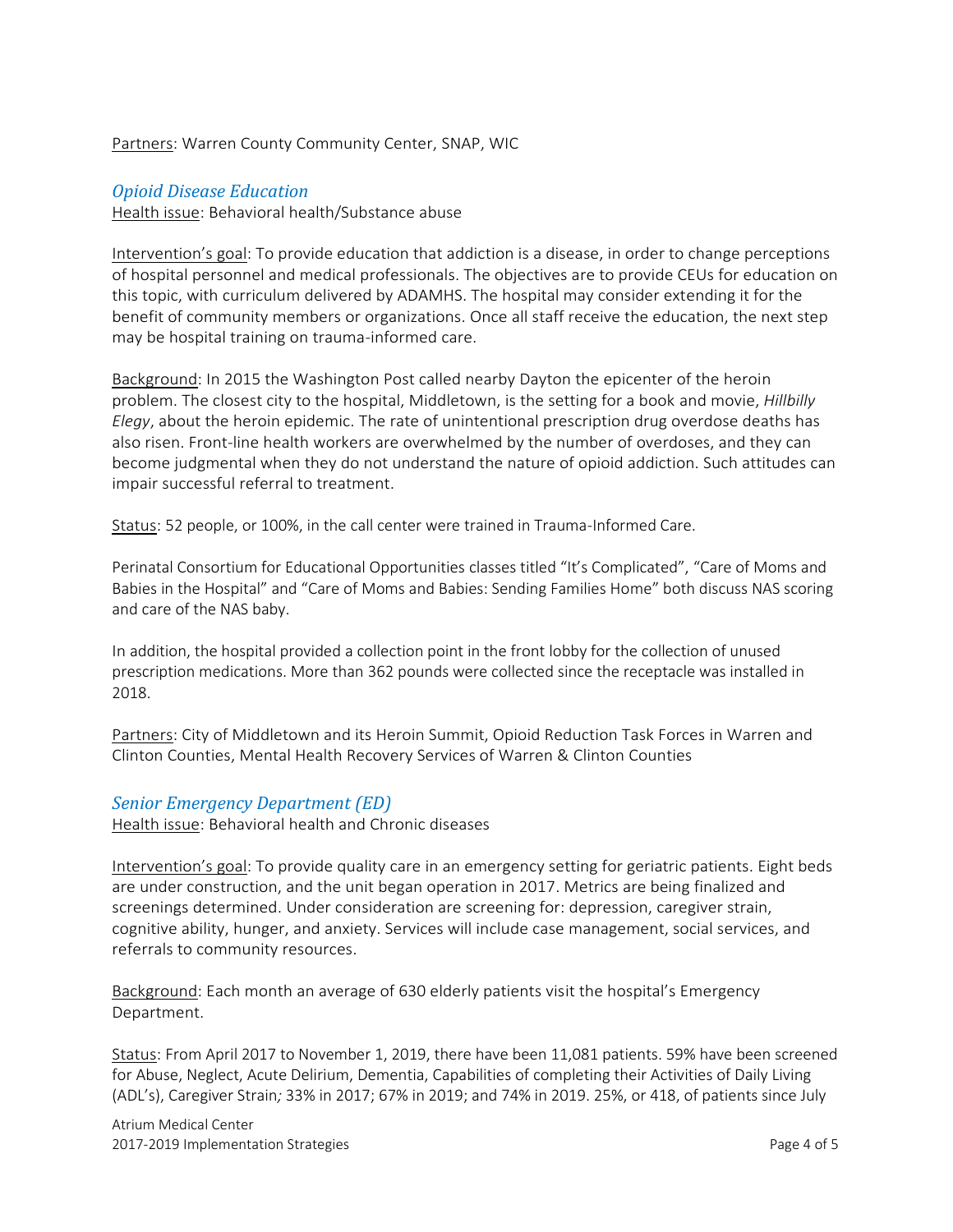Partners: Warren County Community Center, SNAP, WIC

### *Opioid Disease Education*

Health issue: Behavioral health/Substance abuse

Intervention's goal: To provide education that addiction is a disease, in order to change perceptions of hospital personnel and medical professionals. The objectives are to provide CEUs for education on this topic, with curriculum delivered by ADAMHS. The hospital may consider extending it for the benefit of community members or organizations. Once all staff receive the education, the next step may be hospital training on trauma-informed care.

Background: In 2015 the Washington Post called nearby Dayton the epicenter of the heroin problem. The closest city to the hospital, Middletown, is the setting for a book and movie, *Hillbilly Elegy*, about the heroin epidemic. The rate of unintentional prescription drug overdose deaths has also risen. Front-line health workers are overwhelmed by the number of overdoses, and they can become judgmental when they do not understand the nature of opioid addiction. Such attitudes can impair successful referral to treatment.

Status: 52 people, or 100%, in the call center were trained in Trauma-Informed Care.

Perinatal Consortium for Educational Opportunities classes titled "It's Complicated", "Care of Moms and Babies in the Hospital" and "Care of Moms and Babies: Sending Families Home" both discuss NAS scoring and care of the NAS baby.

In addition, the hospital provided a collection point in the front lobby for the collection of unused prescription medications. More than 362 pounds were collected since the receptacle was installed in 2018.

Partners: City of Middletown and its Heroin Summit, Opioid Reduction Task Forces in Warren and Clinton Counties, Mental Health Recovery Services of Warren & Clinton Counties

### *Senior Emergency Department (ED)*

Health issue: Behavioral health and Chronic diseases

Intervention's goal: To provide quality care in an emergency setting for geriatric patients. Eight beds are under construction, and the unit began operation in 2017. Metrics are being finalized and screenings determined. Under consideration are screening for: depression, caregiver strain, cognitive ability, hunger, and anxiety. Services will include case management, social services, and referrals to community resources.

Background: Each month an average of 630 elderly patients visit the hospital's Emergency Department.

Status: From April 2017 to November 1, 2019, there have been 11,081 patients. 59% have been screened for Abuse, Neglect, Acute Delirium, Dementia, Capabilities of completing their Activities of Daily Living (ADL's), Caregiver Strain*;* 33% in 2017; 67% in 2019; and 74% in 2019. 25%, or 418, of patients since July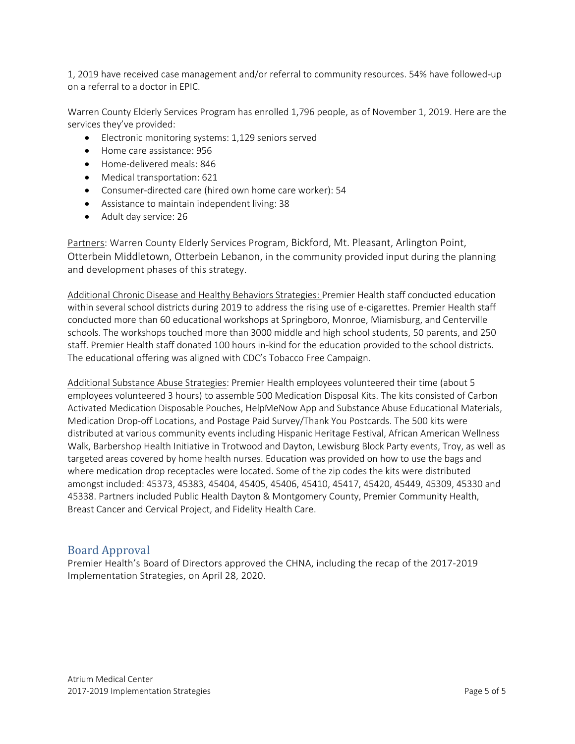1, 2019 have received case management and/or referral to community resources. 54% have followed-up on a referral to a doctor in EPIC.

Warren County Elderly Services Program has enrolled 1,796 people, as of November 1, 2019. Here are the services they've provided:

- Electronic monitoring systems: 1,129 seniors served
- Home care assistance: 956
- Home-delivered meals: 846
- Medical transportation: 621
- Consumer-directed care (hired own home care worker): 54
- Assistance to maintain independent living: 38
- Adult day service: 26

Partners: Warren County Elderly Services Program, Bickford, Mt. Pleasant, Arlington Point, Otterbein Middletown, Otterbein Lebanon, in the community provided input during the planning and development phases of this strategy.

Additional Chronic Disease and Healthy Behaviors Strategies: Premier Health staff conducted education within several school districts during 2019 to address the rising use of e-cigarettes. Premier Health staff conducted more than 60 educational workshops at Springboro, Monroe, Miamisburg, and Centerville schools. The workshops touched more than 3000 middle and high school students, 50 parents, and 250 staff. Premier Health staff donated 100 hours in-kind for the education provided to the school districts. The educational offering was aligned with CDC's Tobacco Free Campaign.

Additional Substance Abuse Strategies: Premier Health employees volunteered their time (about 5 employees volunteered 3 hours) to assemble 500 Medication Disposal Kits. The kits consisted of Carbon Activated Medication Disposable Pouches, HelpMeNow App and Substance Abuse Educational Materials, Medication Drop-off Locations, and Postage Paid Survey/Thank You Postcards. The 500 kits were distributed at various community events including Hispanic Heritage Festival, African American Wellness Walk, Barbershop Health Initiative in Trotwood and Dayton, Lewisburg Block Party events, Troy, as well as targeted areas covered by home health nurses. Education was provided on how to use the bags and where medication drop receptacles were located. Some of the zip codes the kits were distributed amongst included: 45373, 45383, 45404, 45405, 45406, 45410, 45417, 45420, 45449, 45309, 45330 and 45338. Partners included Public Health Dayton & Montgomery County, Premier Community Health, Breast Cancer and Cervical Project, and Fidelity Health Care.

## Board Approval

Premier Health's Board of Directors approved the CHNA, including the recap of the 2017-2019 Implementation Strategies, on April 28, 2020.